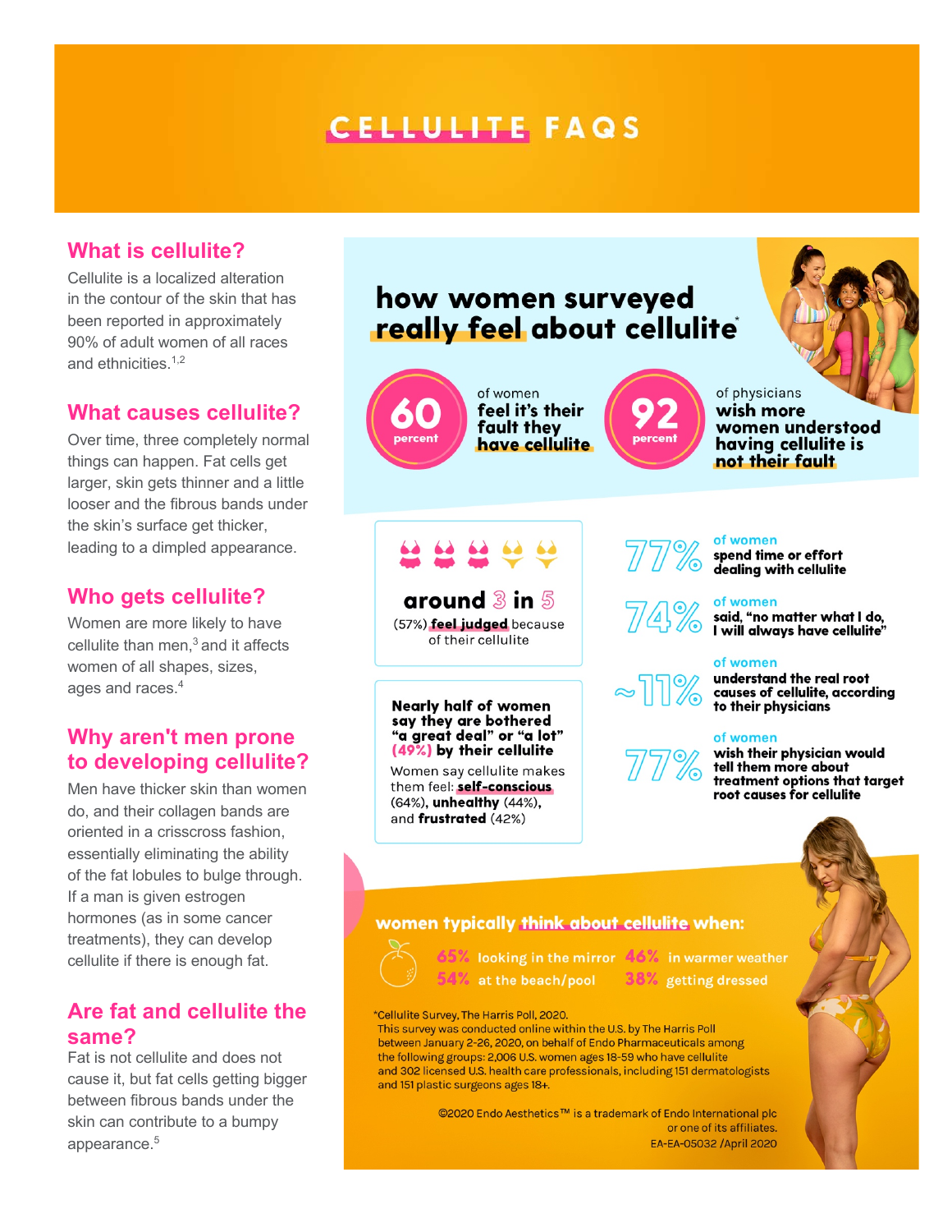# CELLULITE FAQS

## What is cellulite?

Cellulite is a localized alteration in the contour of the skin that has been reported in approximately 90% of adult women of all races and ethnicities.[1,2]

## What causes cellulite?

Over time, three completely normal things can happen. Fat cells get larger, skin gets thinner and a little looser and the fibrous bands under the skin's surface get thicker, leading to a dimpled appearance.

## Who gets cellulite?

Women are more likely to have cellulite than men,[3] and it affects women of all shapes, sizes, ages and races.[4]

## Why aren't men prone to developing cellulite?

Men have thicker skin than women do, and their collagen bands are oriented in a crisscross fashion, essentially eliminating the ability of the fat lobules to bulge through. If a man is given estrogen hormones (as in some cancer treatments), they can develop cellulite if there is enough fat.

## Are fat and cellulite the same?

Fat is not cellulite and does not cause it, but fat cells getting bigger between fibrous bands under the skin can contribute to a bumpy appearance.[5]

## how women surveyed really feel about cellulite*

**60 percent** of women **feel it's their fault they have cellulite**

**92 percent** of physicians **wish more women understood having cellulite is not their fault**

**around 3 in 5** (57%) **feel judged** because of their cellulite

**Nearly half of women say they are bothered "a great deal" or "a lot" (49%) by their cellulite**

Women say cellulite makes them feel: **self-conscious** (64%), **unhealthy** (44%), and **frustrated** (42%)

**77%** of women **spend time or effort dealing with cellulite**

**74%** of women **said, "no matter what I do, I will always have cellulite"**

**~11%** of women **understand the real root causes of cellulite, according to their physicians**

**77%** of women **wish their physician would tell them more about treatment options that target root causes for cellulite**

**women typically think about cellulite when:**

- 65% looking in the mirror
- 54% at the beach/pool
- 46% in warmer weather
- 38% getting dressed

*Cellulite Survey, The Harris Poll, 2020.
This survey was conducted online within the U.S. by The Harris Poll between January 2-26, 2020, on behalf of Endo Pharmaceuticals among the following groups: 2,006 U.S. women ages 18-59 who have cellulite and 302 licensed U.S. health care professionals, including 151 dermatologists and 151 plastic surgeons ages 18+.

©2020 Endo Aesthetics™ is a trademark of Endo International plc or one of its affiliates.
EA-EA-05032 /April 2020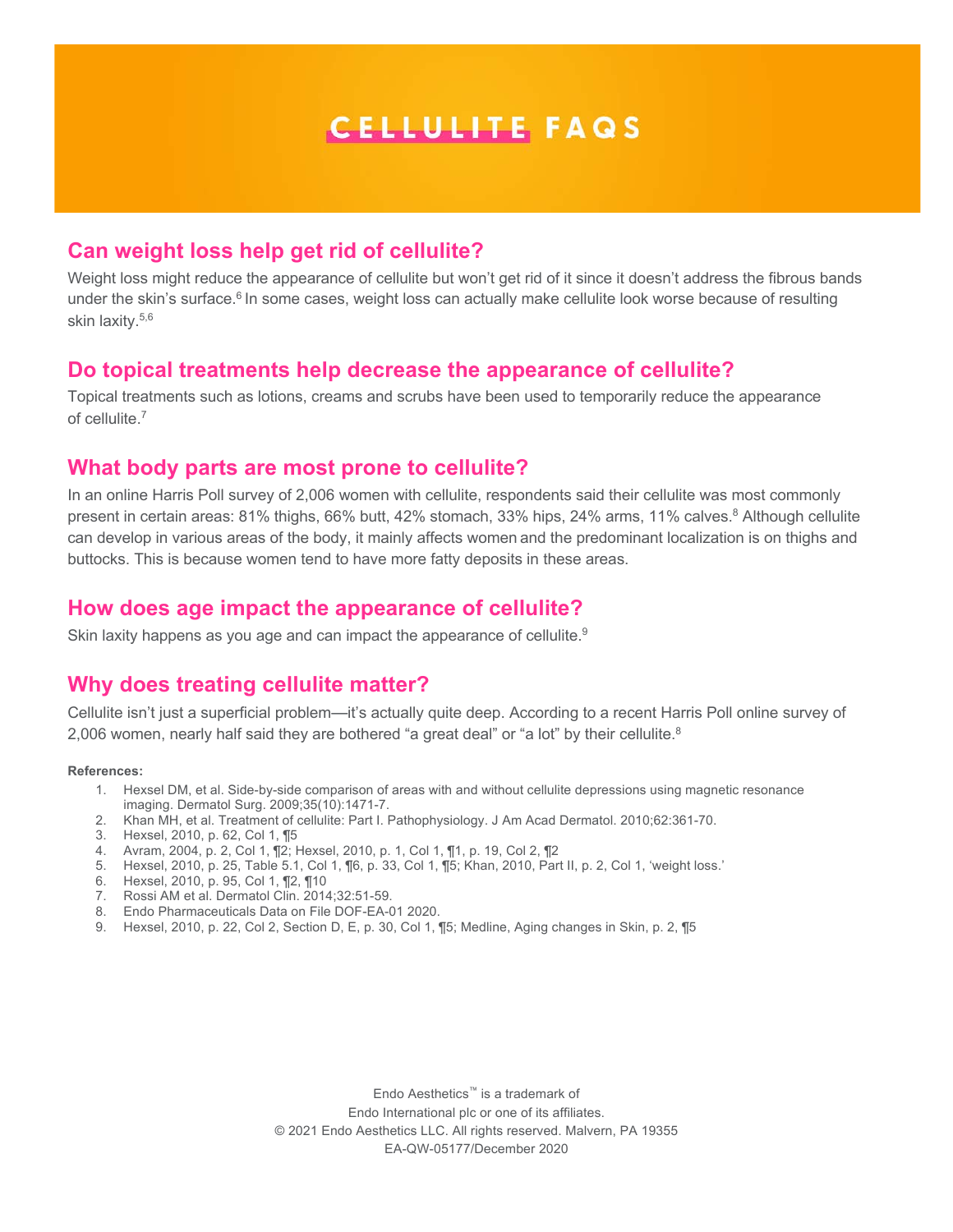# CELLULITE FAQS

## Can weight loss help get rid of cellulite?

Weight loss might reduce the appearance of cellulite but won't get rid of it since it doesn't address the fibrous bands under the skin's surface.[6] In some cases, weight loss can actually make cellulite look worse because of resulting skin laxity.[5,6]

## Do topical treatments help decrease the appearance of cellulite?

Topical treatments such as lotions, creams and scrubs have been used to temporarily reduce the appearance of cellulite.[7]

## What body parts are most prone to cellulite?

In an online Harris Poll survey of 2,006 women with cellulite, respondents said their cellulite was most commonly present in certain areas: 81% thighs, 66% butt, 42% stomach, 33% hips, 24% arms, 11% calves.[8] Although cellulite can develop in various areas of the body, it mainly affects women and the predominant localization is on thighs and buttocks. This is because women tend to have more fatty deposits in these areas.

## How does age impact the appearance of cellulite?

Skin laxity happens as you age and can impact the appearance of cellulite.[9]

## Why does treating cellulite matter?

Cellulite isn't just a superficial problem—it's actually quite deep. According to a recent Harris Poll online survey of 2,006 women, nearly half said they are bothered "a great deal" or "a lot" by their cellulite.[8]

**References:**

1. Hexsel DM, et al. Side-by-side comparison of areas with and without cellulite depressions using magnetic resonance imaging. Dermatol Surg. 2009;35(10):1471-7.
2. Khan MH, et al. Treatment of cellulite: Part I. Pathophysiology. J Am Acad Dermatol. 2010;62:361-70.
3. Hexsel, 2010, p. 62, Col 1, ¶5
4. Avram, 2004, p. 2, Col 1, ¶2; Hexsel, 2010, p. 1, Col 1, ¶1, p. 19, Col 2, ¶2
5. Hexsel, 2010, p. 25, Table 5.1, Col 1, ¶6, p. 33, Col 1, ¶5; Khan, 2010, Part II, p. 2, Col 1, 'weight loss.'
6. Hexsel, 2010, p. 95, Col 1, ¶2, ¶10
7. Rossi AM et al. Dermatol Clin. 2014;32:51-59.
8. Endo Pharmaceuticals Data on File DOF-EA-01 2020.
9. Hexsel, 2010, p. 22, Col 2, Section D, E, p. 30, Col 1, ¶5; Medline, Aging changes in Skin, p. 2, ¶5

Endo Aesthetics™ is a trademark of
Endo International plc or one of its affiliates.
© 2021 Endo Aesthetics LLC. All rights reserved. Malvern, PA 19355
EA-QW-05177/December 2020